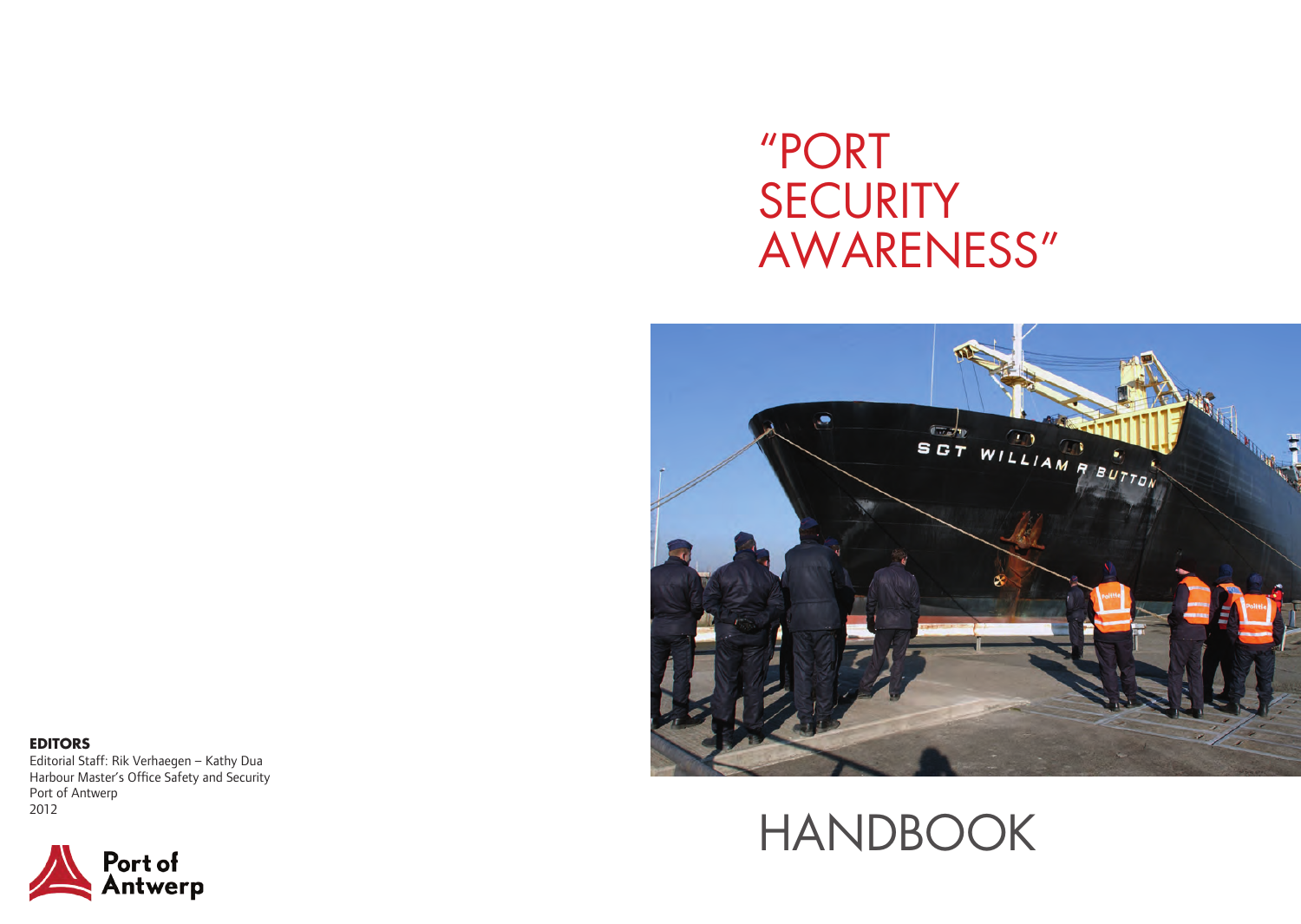# "PORT SECURITY AWARENESS"

# HANDBOOK

**EDITORS**

Editorial Staff: Rik Verhaegen – Kathy Dua
Harbour Master's Office Safety and Security
Port of Antwerp
2012

Port of Antwerp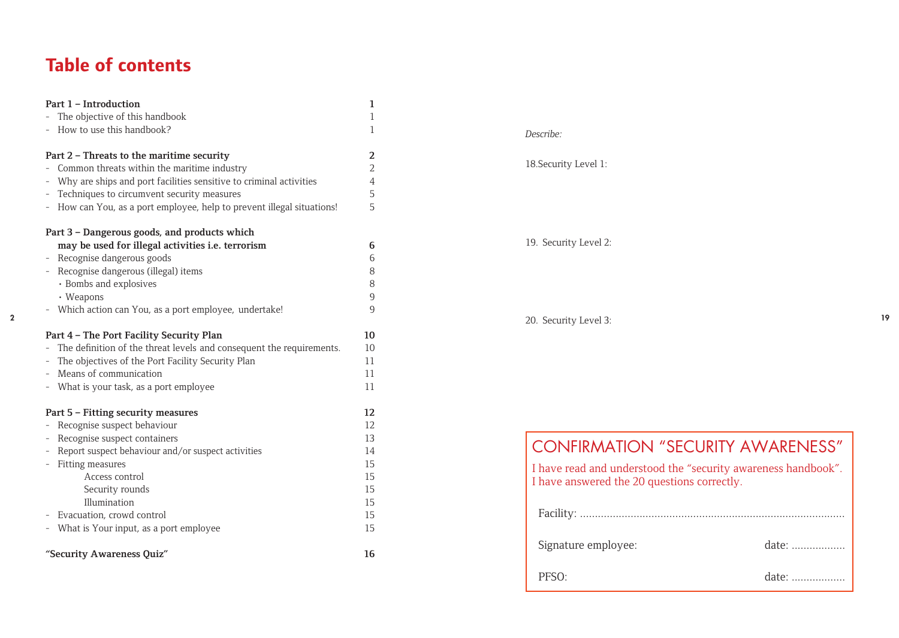# Table of contents

| | |
|---|---|
| **Part 1 – Introduction** | **1** |
| - The objective of this handbook | 1 |
| - How to use this handbook? | 1 |
| **Part 2 – Threats to the maritime security** | **2** |
| - Common threats within the maritime industry | 2 |
| - Why are ships and port facilities sensitive to criminal activities | 4 |
| - Techniques to circumvent security measures | 5 |
| - How can You, as a port employee, help to prevent illegal situations! | 5 |
| **Part 3 – Dangerous goods, and products which may be used for illegal activities i.e. terrorism** | **6** |
| - Recognise dangerous goods | 6 |
| - Recognise dangerous (illegal) items | 8 |
| • Bombs and explosives | 8 |
| • Weapons | 9 |
| - Which action can You, as a port employee, undertake! | 9 |
| **Part 4 – The Port Facility Security Plan** | **10** |
| - The definition of the threat levels and consequent the requirements. | 10 |
| - The objectives of the Port Facility Security Plan | 11 |
| - Means of communication | 11 |
| - What is your task, as a port employee | 11 |
| **Part 5 – Fitting security measures** | **12** |
| - Recognise suspect behaviour | 12 |
| - Recognise suspect containers | 13 |
| - Report suspect behaviour and/or suspect activities | 14 |
| - Fitting measures | 15 |
| Access control | 15 |
| Security rounds | 15 |
| Illumination | 15 |
| - Evacuation, crowd control | 15 |
| - What is Your input, as a port employee | 15 |
| **"Security Awareness Quiz"** | **16** |

*Describe:*

18.Security Level 1:

19. Security Level 2:

20. Security Level 3:

## CONFIRMATION "SECURITY AWARENESS"

I have read and understood the "security awareness handbook".
I have answered the 20 questions correctly.

Facility: ........................................................................................

Signature employee: date: ..................

PFSO: date: ..................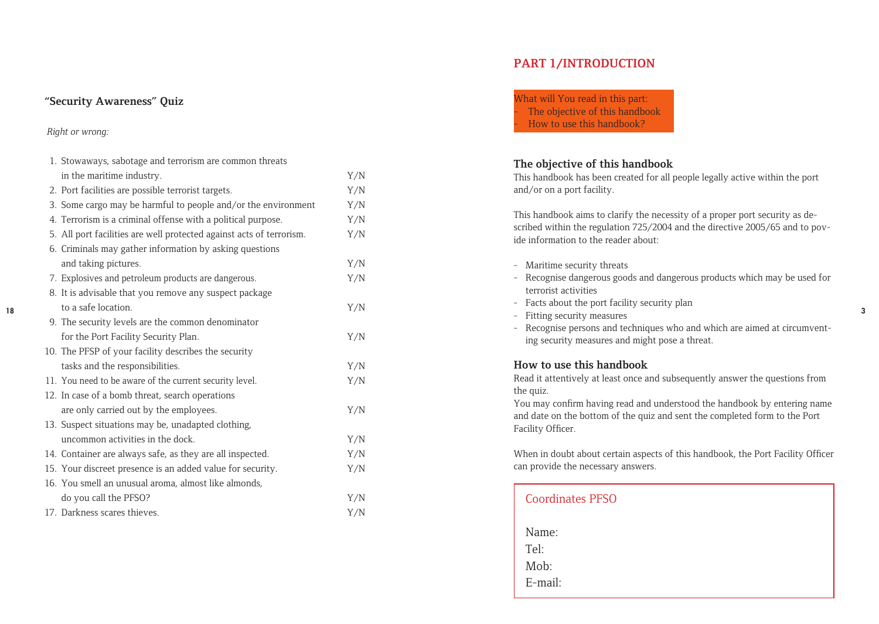## "Security Awareness" Quiz

*Right or wrong:*

1. Stowaways, sabotage and terrorism are common threats in the maritime industry. Y/N
2. Port facilities are possible terrorist targets. Y/N
3. Some cargo may be harmful to people and/or the environment Y/N
4. Terrorism is a criminal offense with a political purpose. Y/N
5. All port facilities are well protected against acts of terrorism. Y/N
6. Criminals may gather information by asking questions and taking pictures. Y/N
7. Explosives and petroleum products are dangerous. Y/N
8. It is advisable that you remove any suspect package to a safe location. Y/N
9. The security levels are the common denominator for the Port Facility Security Plan. Y/N
10. The PFSP of your facility describes the security tasks and the responsibilities. Y/N
11. You need to be aware of the current security level. Y/N
12. In case of a bomb threat, search operations are only carried out by the employees. Y/N
13. Suspect situations may be, unadapted clothing, uncommon activities in the dock. Y/N
14. Container are always safe, as they are all inspected. Y/N
15. Your discreet presence is an added value for security. Y/N
16. You smell an unusual aroma, almost like almonds, do you call the PFSO? Y/N
17. Darkness scares thieves. Y/N

# PART 1/INTRODUCTION

What will You read in this part:
- The objective of this handbook
- How to use this handbook?

## The objective of this handbook

This handbook has been created for all people legally active within the port and/or on a port facility.

This handbook aims to clarify the necessity of a proper port security as described within the regulation 725/2004 and the directive 2005/65 and to povide information to the reader about:

- Maritime security threats
- Recognise dangerous goods and dangerous products which may be used for terrorist activities
- Facts about the port facility security plan
- Fitting security measures
- Recognise persons and techniques who and which are aimed at circumventing security measures and might pose a threat.

## How to use this handbook

Read it attentively at least once and subsequently answer the questions from the quiz.
You may confirm having read and understood the handbook by entering name and date on the bottom of the quiz and sent the completed form to the Port Facility Officer.

When in doubt about certain aspects of this handbook, the Port Facility Officer can provide the necessary answers.

Coordinates PFSO

Name:
Tel:
Mob:
E-mail: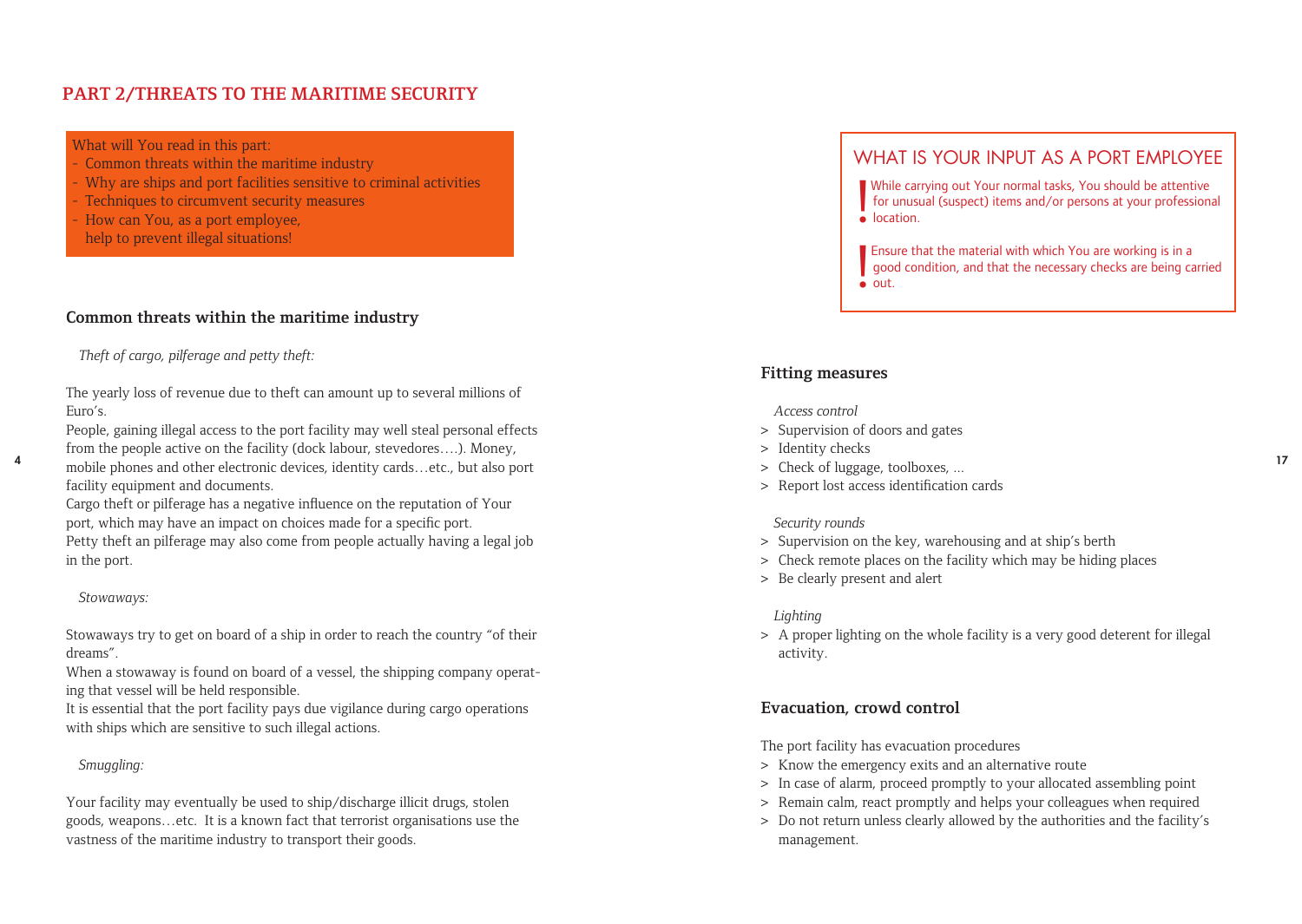## PART 2/THREATS TO THE MARITIME SECURITY

What will You read in this part:
- Common threats within the maritime industry
- Why are ships and port facilities sensitive to criminal activities
- Techniques to circumvent security measures
- How can You, as a port employee, help to prevent illegal situations!

### Common threats within the maritime industry

*Theft of cargo, pilferage and petty theft:*

The yearly loss of revenue due to theft can amount up to several millions of Euro's.
People, gaining illegal access to the port facility may well steal personal effects from the people active on the facility (dock labour, stevedores….). Money, mobile phones and other electronic devices, identity cards…etc., but also port facility equipment and documents.
Cargo theft or pilferage has a negative influence on the reputation of Your port, which may have an impact on choices made for a specific port.
Petty theft an pilferage may also come from people actually having a legal job in the port.

*Stowaways:*

Stowaways try to get on board of a ship in order to reach the country "of their dreams".
When a stowaway is found on board of a vessel, the shipping company operating that vessel will be held responsible.
It is essential that the port facility pays due vigilance during cargo operations with ships which are sensitive to such illegal actions.

*Smuggling:*

Your facility may eventually be used to ship/discharge illicit drugs, stolen goods, weapons…etc. It is a known fact that terrorist organisations use the vastness of the maritime industry to transport their goods.

## WHAT IS YOUR INPUT AS A PORT EMPLOYEE

**!** While carrying out Your normal tasks, You should be attentive for unusual (suspect) items and/or persons at your professional location.

**!** Ensure that the material with which You are working is in a good condition, and that the necessary checks are being carried out.

### Fitting measures

*Access control*

> Supervision of doors and gates
> Identity checks
> Check of luggage, toolboxes, …
> Report lost access identification cards

*Security rounds*

> Supervision on the key, warehousing and at ship's berth
> Check remote places on the facility which may be hiding places
> Be clearly present and alert

*Lighting*

> A proper lighting on the whole facility is a very good deterent for illegal activity.

### Evacuation, crowd control

The port facility has evacuation procedures

> Know the emergency exits and an alternative route
> In case of alarm, proceed promptly to your allocated assembling point
> Remain calm, react promptly and helps your colleagues when required
> Do not return unless clearly allowed by the authorities and the facility's management.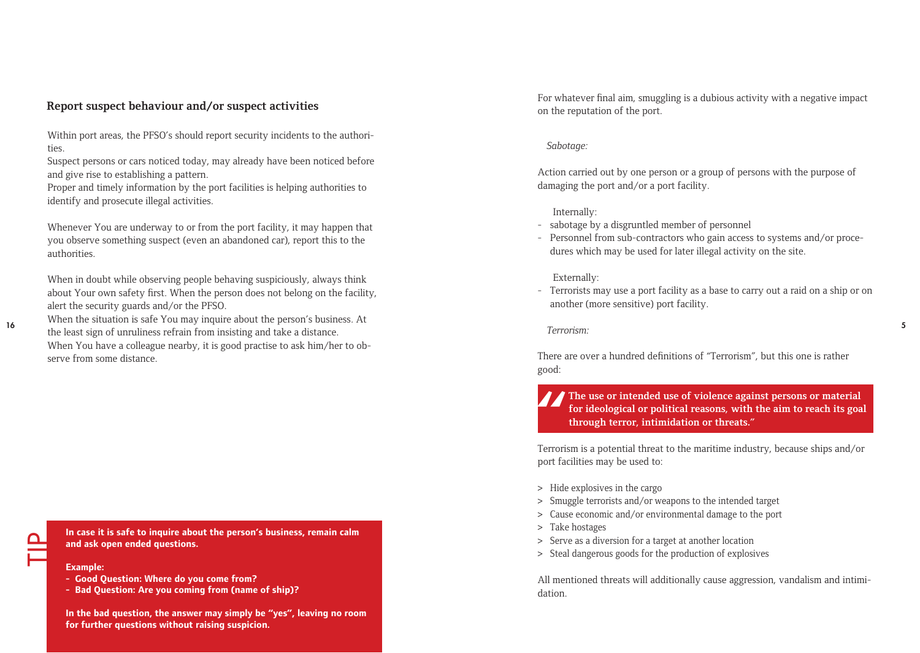## Report suspect behaviour and/or suspect activities

Within port areas, the PFSO's should report security incidents to the authorities.
Suspect persons or cars noticed today, may already have been noticed before and give rise to establishing a pattern.
Proper and timely information by the port facilities is helping authorities to identify and prosecute illegal activities.

Whenever You are underway to or from the port facility, it may happen that you observe something suspect (even an abandoned car), report this to the authorities.

When in doubt while observing people behaving suspiciously, always think about Your own safety first. When the person does not belong on the facility, alert the security guards and/or the PFSO.
When the situation is safe You may inquire about the person's business. At the least sign of unruliness refrain from insisting and take a distance.
When You have a colleague nearby, it is good practise to ask him/her to observe from some distance.

**TIP**

**In case it is safe to inquire about the person's business, remain calm and ask open ended questions.**

**Example:**
- **Good Question: Where do you come from?**
- **Bad Question: Are you coming from (name of ship)?**

**In the bad question, the answer may simply be "yes", leaving no room for further questions without raising suspicion.**

For whatever final aim, smuggling is a dubious activity with a negative impact on the reputation of the port.

*Sabotage:*

Action carried out by one person or a group of persons with the purpose of damaging the port and/or a port facility.

Internally:
- sabotage by a disgruntled member of personnel
- Personnel from sub-contractors who gain access to systems and/or procedures which may be used for later illegal activity on the site.

Externally:
- Terrorists may use a port facility as a base to carry out a raid on a ship or on another (more sensitive) port facility.

*Terrorism:*

There are over a hundred definitions of "Terrorism", but this one is rather good:

> **"The use or intended use of violence against persons or material for ideological or political reasons, with the aim to reach its goal through terror, intimidation or threats."**

Terrorism is a potential threat to the maritime industry, because ships and/or port facilities may be used to:

- Hide explosives in the cargo
- Smuggle terrorists and/or weapons to the intended target
- Cause economic and/or environmental damage to the port
- Take hostages
- Serve as a diversion for a target at another location
- Steal dangerous goods for the production of explosives

All mentioned threats will additionally cause aggression, vandalism and intimidation.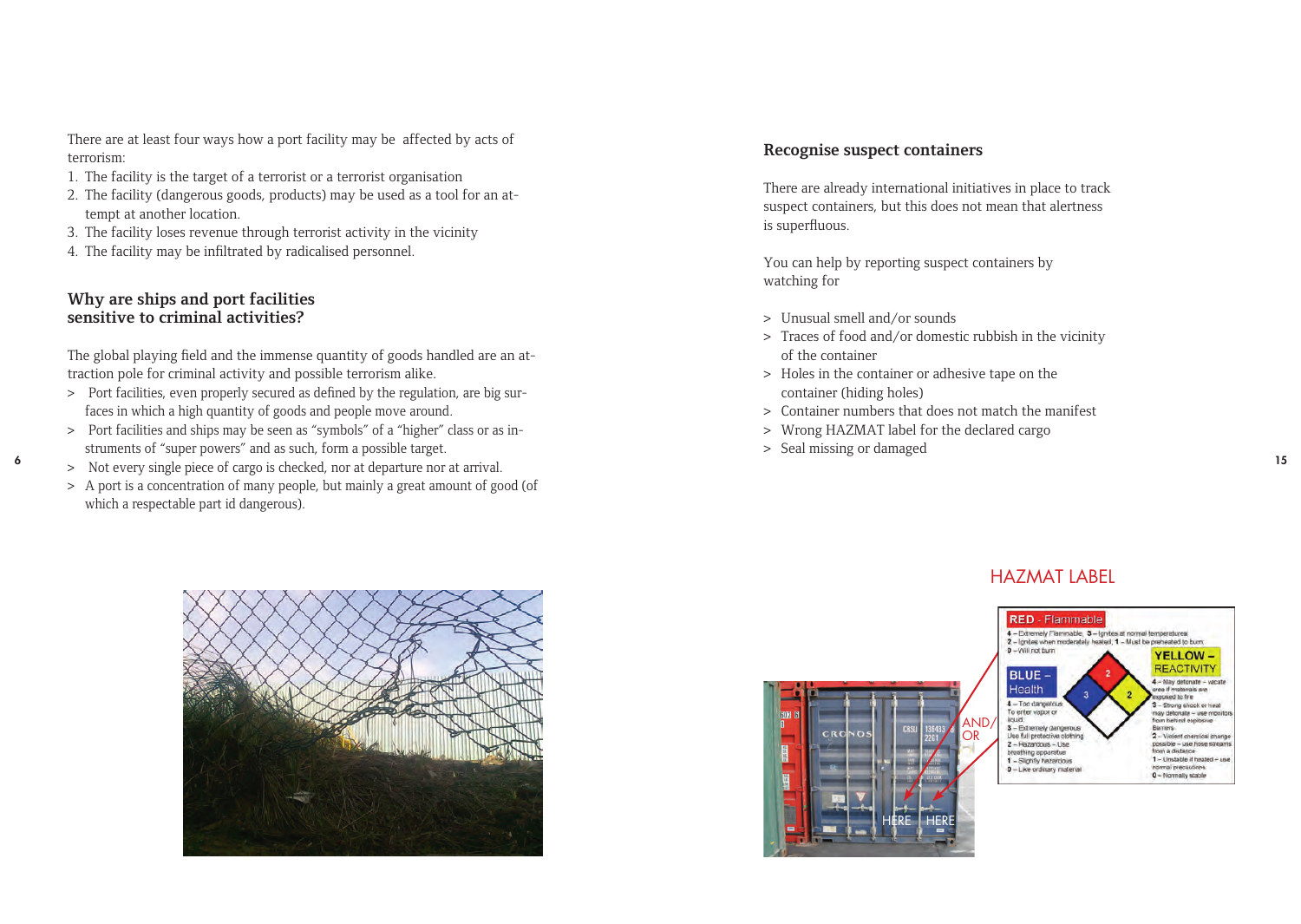There are at least four ways how a port facility may be affected by acts of terrorism:

1. The facility is the target of a terrorist or a terrorist organisation
2. The facility (dangerous goods, products) may be used as a tool for an attempt at another location.
3. The facility loses revenue through terrorist activity in the vicinity
4. The facility may be infiltrated by radicalised personnel.

## Why are ships and port facilities sensitive to criminal activities?

The global playing field and the immense quantity of goods handled are an attraction pole for criminal activity and possible terrorism alike.

> Port facilities, even properly secured as defined by the regulation, are big surfaces in which a high quantity of goods and people move around.

> Port facilities and ships may be seen as "symbols" of a "higher" class or as instruments of "super powers" and as such, form a possible target.

> Not every single piece of cargo is checked, nor at departure nor at arrival.

> A port is a concentration of many people, but mainly a great amount of good (of which a respectable part id dangerous).

## Recognise suspect containers

There are already international initiatives in place to track suspect containers, but this does not mean that alertness is superfluous.

You can help by reporting suspect containers by watching for

> Unusual smell and/or sounds

> Traces of food and/or domestic rubbish in the vicinity of the container

> Holes in the container or adhesive tape on the container (hiding holes)

> Container numbers that does not match the manifest

> Wrong HAZMAT label for the declared cargo

> Seal missing or damaged

HAZMAT LABEL

AND/OR

HERE HERE

RED - Flammable
4 – Extremely Flammable, 3 – Ignites at normal temperatures
2 – Ignites when moderately heated, 1 – Must be preheated to burn
0 – Will not burn

BLUE – Health
4 – Too dangerous To enter vapor or liquid.
3 – Extremely dangerous Use full protective clothing
2 – Hazardous – Use breathing apparatus
1 – Slightly hazardous
0 – Like ordinary material

YELLOW – REACTIVITY
4 – May detonate – vacate area if materials are exposed to fire
3 – Strong shock or heat may detonate – use monitors from behind explosive barriers
2 – Violent chemical change possible – use hose streams from a distance
1 – Unstable if heated – use normal precautions
0 – Normally stable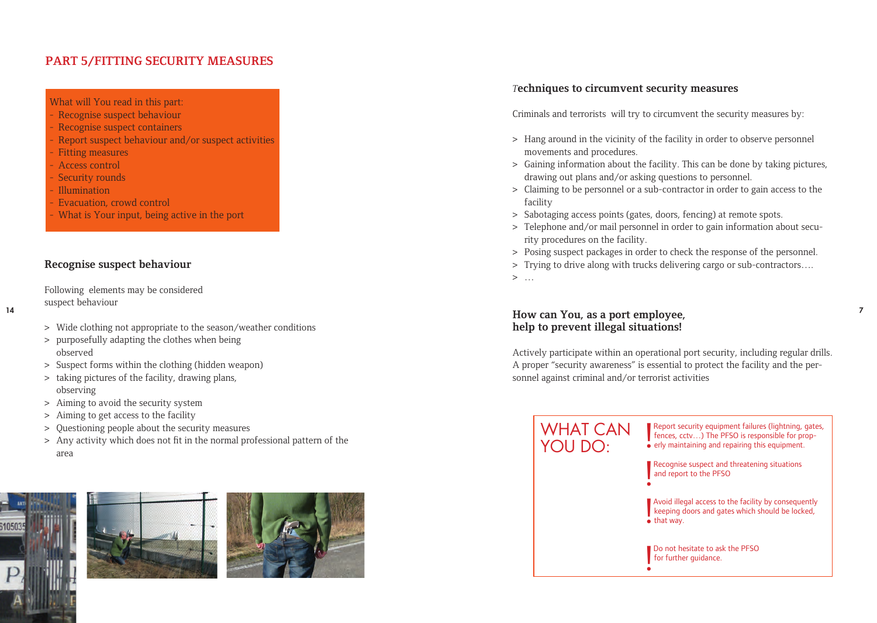## PART 5/FITTING SECURITY MEASURES

What will You read in this part:
- Recognise suspect behaviour
- Recognise suspect containers
- Report suspect behaviour and/or suspect activities
- Fitting measures
- Access control
- Security rounds
- Illumination
- Evacuation, crowd control
- What is Your input, being active in the port

### Recognise suspect behaviour

Following elements may be considered suspect behaviour

> Wide clothing not appropriate to the season/weather conditions
> purposefully adapting the clothes when being observed
> Suspect forms within the clothing (hidden weapon)
> taking pictures of the facility, drawing plans, observing
> Aiming to avoid the security system
> Aiming to get access to the facility
> Questioning people about the security measures
> Any activity which does not fit in the normal professional pattern of the area

### Techniques to circumvent security measures

Criminals and terrorists will try to circumvent the security measures by:

> Hang around in the vicinity of the facility in order to observe personnel movements and procedures.
> Gaining information about the facility. This can be done by taking pictures, drawing out plans and/or asking questions to personnel.
> Claiming to be personnel or a sub-contractor in order to gain access to the facility
> Sabotaging access points (gates, doors, fencing) at remote spots.
> Telephone and/or mail personnel in order to gain information about security procedures on the facility.
> Posing suspect packages in order to check the response of the personnel.
> Trying to drive along with trucks delivering cargo or sub-contractors….
> …

### How can You, as a port employee, help to prevent illegal situations!

Actively participate within an operational port security, including regular drills. A proper "security awareness" is essential to protect the facility and the personnel against criminal and/or terrorist activities

**WHAT CAN YOU DO:**

! Report security equipment failures (lightning, gates, fences, cctv…) The PFSO is responsible for properly maintaining and repairing this equipment.

! Recognise suspect and threatening situations and report to the PFSO

! Avoid illegal access to the facility by consequently keeping doors and gates which should be locked, that way.

! Do not hesitate to ask the PFSO for further guidance.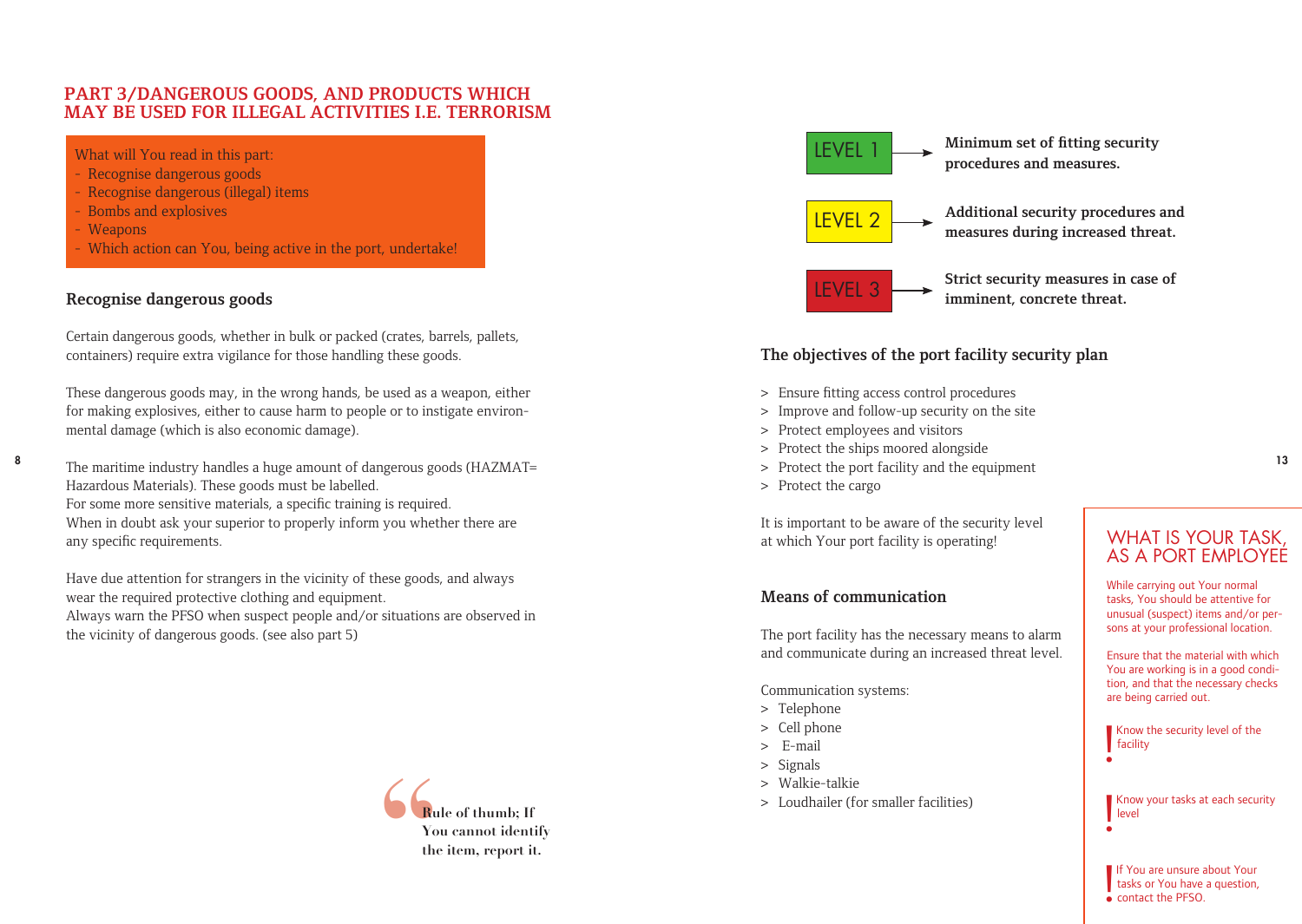## PART 3/DANGEROUS GOODS, AND PRODUCTS WHICH MAY BE USED FOR ILLEGAL ACTIVITIES I.E. TERRORISM

What will You read in this part:
- Recognise dangerous goods
- Recognise dangerous (illegal) items
- Bombs and explosives
- Weapons
- Which action can You, being active in the port, undertake!

### Recognise dangerous goods

Certain dangerous goods, whether in bulk or packed (crates, barrels, pallets, containers) require extra vigilance for those handling these goods.

These dangerous goods may, in the wrong hands, be used as a weapon, either for making explosives, either to cause harm to people or to instigate environmental damage (which is also economic damage).

The maritime industry handles a huge amount of dangerous goods (HAZMAT= Hazardous Materials). These goods must be labelled.
For some more sensitive materials, a specific training is required.
When in doubt ask your superior to properly inform you whether there are any specific requirements.

Have due attention for strangers in the vicinity of these goods, and always wear the required protective clothing and equipment.
Always warn the PFSO when suspect people and/or situations are observed in the vicinity of dangerous goods. (see also part 5)

> **Rule of thumb; If You cannot identify the item, report it.**

- LEVEL 1 → **Minimum set of fitting security procedures and measures.**
- LEVEL 2 → **Additional security procedures and measures during increased threat.**
- LEVEL 3 → **Strict security measures in case of imminent, concrete threat.**

### The objectives of the port facility security plan

> Ensure fitting access control procedures
> Improve and follow-up security on the site
> Protect employees and visitors
> Protect the ships moored alongside
> Protect the port facility and the equipment
> Protect the cargo

It is important to be aware of the security level at which Your port facility is operating!

### Means of communication

The port facility has the necessary means to alarm and communicate during an increased threat level.

Communication systems:
> Telephone
> Cell phone
> E-mail
> Signals
> Walkie-talkie
> Loudhailer (for smaller facilities)

### WHAT IS YOUR TASK, AS A PORT EMPLOYEE

While carrying out Your normal tasks, You should be attentive for unusual (suspect) items and/or persons at your professional location.

Ensure that the material with which You are working is in a good condition, and that the necessary checks are being carried out.

! Know the security level of the facility

! Know your tasks at each security level

! If You are unsure about Your tasks or You have a question, contact the PFSO.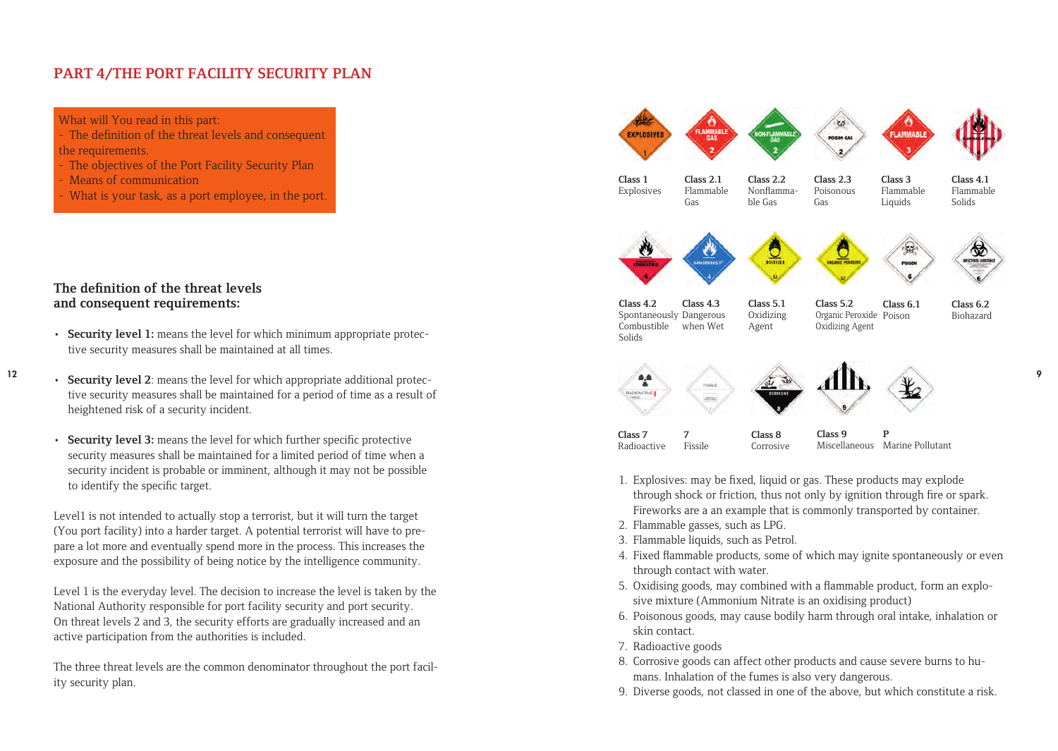## PART 4/THE PORT FACILITY SECURITY PLAN

What will You read in this part:
- The definition of the threat levels and consequent the requirements.
- The objectives of the Port Facility Security Plan
- Means of communication
- What is your task, as a port employee, in the port.

### The definition of the threat levels and consequent requirements:

- **Security level 1:** means the level for which minimum appropriate protective security measures shall be maintained at all times.
- **Security level 2**: means the level for which appropriate additional protective security measures shall be maintained for a period of time as a result of heightened risk of a security incident.
- **Security level 3:** means the level for which further specific protective security measures shall be maintained for a limited period of time when a security incident is probable or imminent, although it may not be possible to identify the specific target.

Level1 is not intended to actually stop a terrorist, but it will turn the target (You port facility) into a harder target. A potential terrorist will have to prepare a lot more and eventually spend more in the process. This increases the exposure and the possibility of being notice by the intelligence community.

Level 1 is the everyday level. The decision to increase the level is taken by the National Authority responsible for port facility security and port security. On threat levels 2 and 3, the security efforts are gradually increased and an active participation from the authorities is included.

The three threat levels are the common denominator throughout the port facility security plan.

**Class 1** Explosives

**Class 2.1** Flammable Gas

**Class 2.2** Nonflammable Gas

**Class 2.3** Poisonous Gas

**Class 3** Flammable Liquids

**Class 4.1** Flammable Solids

**Class 4.2** Spontaneously Combustible Solids

**Class 4.3** Dangerous when Wet

**Class 5.1** Oxidizing Agent

**Class 5.2** Organic Peroxide Oxidizing Agent

**Class 6.1** Poison

**Class 6.2** Biohazard

**Class 7** Radioactive

**7** Fissile

**Class 8** Corrosive

**Class 9** Miscellaneous

**P** Marine Pollutant

1. Explosives: may be fixed, liquid or gas. These products may explode through shock or friction, thus not only by ignition through fire or spark. Fireworks are a an example that is commonly transported by container.
2. Flammable gasses, such as LPG.
3. Flammable liquids, such as Petrol.
4. Fixed flammable products, some of which may ignite spontaneously or even through contact with water.
5. Oxidising goods, may combined with a flammable product, form an explosive mixture (Ammonium Nitrate is an oxidising product)
6. Poisonous goods, may cause bodily harm through oral intake, inhalation or skin contact.
7. Radioactive goods
8. Corrosive goods can affect other products and cause severe burns to humans. Inhalation of the fumes is also very dangerous.
9. Diverse goods, not classed in one of the above, but which constitute a risk.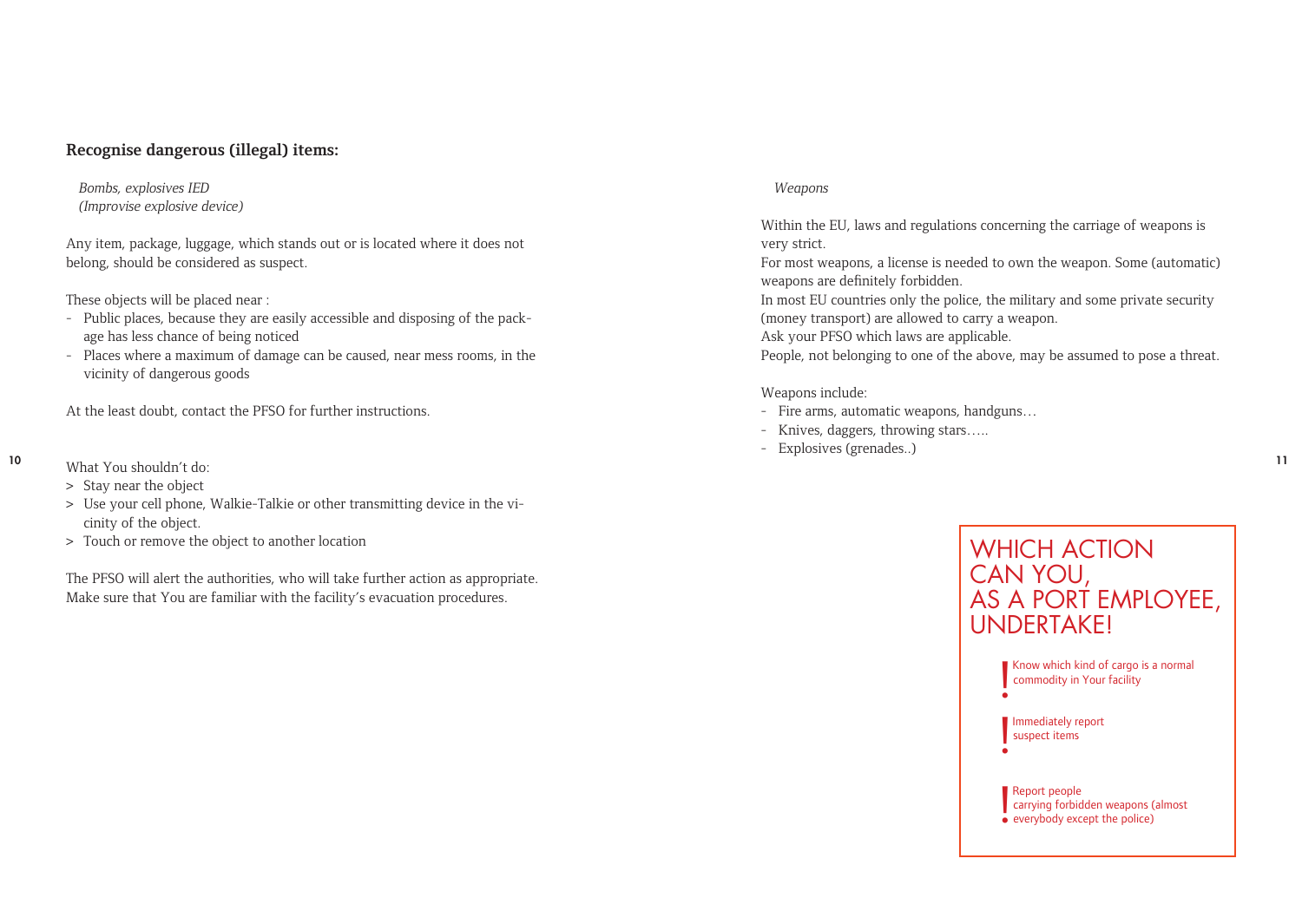## Recognise dangerous (illegal) items:

*Bombs, explosives IED*
*(Improvise explosive device)*

Any item, package, luggage, which stands out or is located where it does not belong, should be considered as suspect.

These objects will be placed near :

- Public places, because they are easily accessible and disposing of the package has less chance of being noticed
- Places where a maximum of damage can be caused, near mess rooms, in the vicinity of dangerous goods

At the least doubt, contact the PFSO for further instructions.

What You shouldn't do:

> Stay near the object
> Use your cell phone, Walkie-Talkie or other transmitting device in the vicinity of the object.
> Touch or remove the object to another location

The PFSO will alert the authorities, who will take further action as appropriate.
Make sure that You are familiar with the facility's evacuation procedures.

*Weapons*

Within the EU, laws and regulations concerning the carriage of weapons is very strict.
For most weapons, a license is needed to own the weapon. Some (automatic) weapons are definitely forbidden.
In most EU countries only the police, the military and some private security (money transport) are allowed to carry a weapon.
Ask your PFSO which laws are applicable.
People, not belonging to one of the above, may be assumed to pose a threat.

Weapons include:

- Fire arms, automatic weapons, handguns…
- Knives, daggers, throwing stars…..
- Explosives (grenades..)

### WHICH ACTION CAN YOU, AS A PORT EMPLOYEE, UNDERTAKE!

! Know which kind of cargo is a normal commodity in Your facility

! Immediately report suspect items

! Report people carrying forbidden weapons (almost everybody except the police)